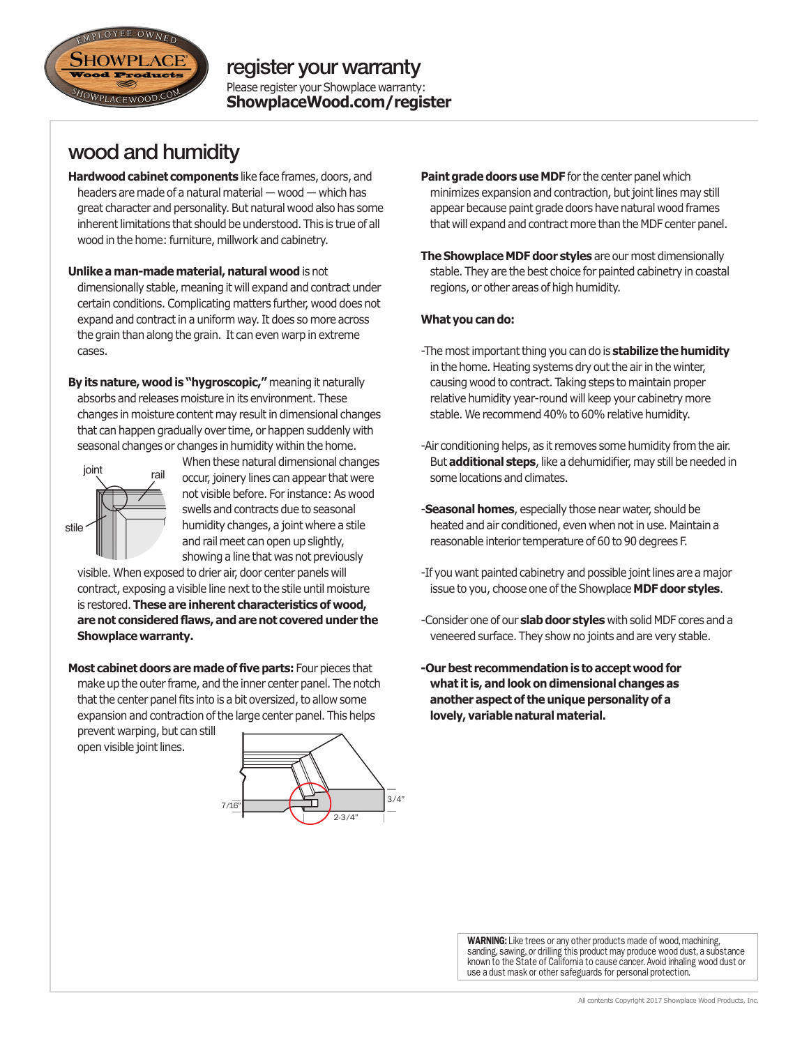## register your warranty

Please register your Showplace warranty:
**ShowplaceWood.com/register**

# wood and humidity

**Hardwood cabinet components** like face frames, doors, and headers are made of a natural material — wood — which has great character and personality. But natural wood also has some inherent limitations that should be understood. This is true of all wood in the home: furniture, millwork and cabinetry.

**Unlike a man-made material, natural wood** is not dimensionally stable, meaning it will expand and contract under certain conditions. Complicating matters further, wood does not expand and contract in a uniform way. It does so more across the grain than along the grain. It can even warp in extreme cases.

**By its nature, wood is "hygroscopic,"** meaning it naturally absorbs and releases moisture in its environment. These changes in moisture content may result in dimensional changes that can happen gradually over time, or happen suddenly with seasonal changes or changes in humidity within the home.

When these natural dimensional changes occur, joinery lines can appear that were not visible before. For instance: As wood swells and contracts due to seasonal humidity changes, a joint where a stile and rail meet can open up slightly, showing a line that was not previously visible. When exposed to drier air, door center panels will contract, exposing a visible line next to the stile until moisture is restored. **These are inherent characteristics of wood, are not considered flaws, and are not covered under the Showplace warranty.**

**Most cabinet doors are made of five parts:** Four pieces that make up the outer frame, and the inner center panel. The notch that the center panel fits into is a bit oversized, to allow some expansion and contraction of the large center panel. This helps prevent warping, but can still open visible joint lines.

**Paint grade doors use MDF** for the center panel which minimizes expansion and contraction, but joint lines may still appear because paint grade doors have natural wood frames that will expand and contract more than the MDF center panel.

**The Showplace MDF door styles** are our most dimensionally stable. They are the best choice for painted cabinetry in coastal regions, or other areas of high humidity.

**What you can do:**

-The most important thing you can do is **stabilize the humidity** in the home. Heating systems dry out the air in the winter, causing wood to contract. Taking steps to maintain proper relative humidity year-round will keep your cabinetry more stable. We recommend 40% to 60% relative humidity.

-Air conditioning helps, as it removes some humidity from the air. But **additional steps**, like a dehumidifier, may still be needed in some locations and climates.

-**Seasonal homes**, especially those near water, should be heated and air conditioned, even when not in use. Maintain a reasonable interior temperature of 60 to 90 degrees F.

-If you want painted cabinetry and possible joint lines are a major issue to you, choose one of the Showplace **MDF door styles**.

-Consider one of our **slab door styles** with solid MDF cores and a veneered surface. They show no joints and are very stable.

**-Our best recommendation is to accept wood for what it is, and look on dimensional changes as another aspect of the unique personality of a lovely, variable natural material.**

**WARNING:** Like trees or any other products made of wood, machining, sanding, sawing, or drilling this product may produce wood dust, a substance known to the State of California to cause cancer. Avoid inhaling wood dust or use a dust mask or other safeguards for personal protection.

All contents Copyright 2017 Showplace Wood Products, Inc.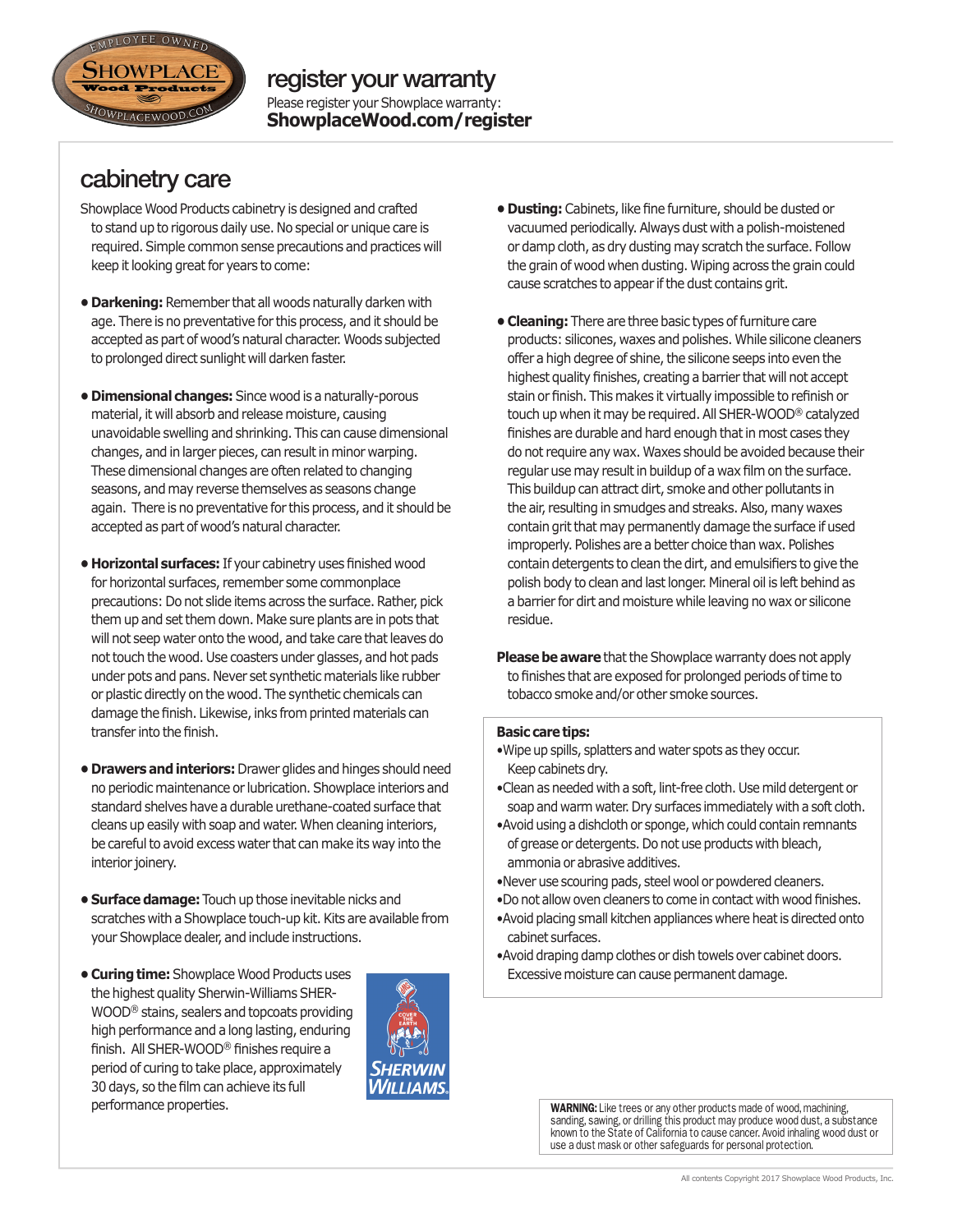## register your warranty

Please register your Showplace warranty:
**ShowplaceWood.com/register**

## cabinetry care

Showplace Wood Products cabinetry is designed and crafted to stand up to rigorous daily use. No special or unique care is required. Simple common sense precautions and practices will keep it looking great for years to come:

- **Darkening:** Remember that all woods naturally darken with age. There is no preventative for this process, and it should be accepted as part of wood's natural character. Woods subjected to prolonged direct sunlight will darken faster.
- **Dimensional changes:** Since wood is a naturally-porous material, it will absorb and release moisture, causing unavoidable swelling and shrinking. This can cause dimensional changes, and in larger pieces, can result in minor warping. These dimensional changes are often related to changing seasons, and may reverse themselves as seasons change again. There is no preventative for this process, and it should be accepted as part of wood's natural character.
- **Horizontal surfaces:** If your cabinetry uses finished wood for horizontal surfaces, remember some commonplace precautions: Do not slide items across the surface. Rather, pick them up and set them down. Make sure plants are in pots that will not seep water onto the wood, and take care that leaves do not touch the wood. Use coasters under glasses, and hot pads under pots and pans. Never set synthetic materials like rubber or plastic directly on the wood. The synthetic chemicals can damage the finish. Likewise, inks from printed materials can transfer into the finish.
- **Drawers and interiors:** Drawer glides and hinges should need no periodic maintenance or lubrication. Showplace interiors and standard shelves have a durable urethane-coated surface that cleans up easily with soap and water. When cleaning interiors, be careful to avoid excess water that can make its way into the interior joinery.
- **Surface damage:** Touch up those inevitable nicks and scratches with a Showplace touch-up kit. Kits are available from your Showplace dealer, and include instructions.
- **Curing time:** Showplace Wood Products uses the highest quality Sherwin-Williams SHER-WOOD® stains, sealers and topcoats providing high performance and a long lasting, enduring finish. All SHER-WOOD® finishes require a period of curing to take place, approximately 30 days, so the film can achieve its full performance properties.
- **Dusting:** Cabinets, like fine furniture, should be dusted or vacuumed periodically. Always dust with a polish-moistened or damp cloth, as dry dusting may scratch the surface. Follow the grain of wood when dusting. Wiping across the grain could cause scratches to appear if the dust contains grit.
- **Cleaning:** There are three basic types of furniture care products: silicones, waxes and polishes. While silicone cleaners offer a high degree of shine, the silicone seeps into even the highest quality finishes, creating a barrier that will not accept stain or finish. This makes it virtually impossible to refinish or touch up when it may be required. All SHER-WOOD® catalyzed finishes are durable and hard enough that in most cases they do not require any wax. Waxes should be avoided because their regular use may result in buildup of a wax film on the surface. This buildup can attract dirt, smoke and other pollutants in the air, resulting in smudges and streaks. Also, many waxes contain grit that may permanently damage the surface if used improperly. Polishes are a better choice than wax. Polishes contain detergents to clean the dirt, and emulsifiers to give the polish body to clean and last longer. Mineral oil is left behind as a barrier for dirt and moisture while leaving no wax or silicone residue.

**Please be aware** that the Showplace warranty does not apply to finishes that are exposed for prolonged periods of time to tobacco smoke and/or other smoke sources.

**Basic care tips:**

- Wipe up spills, splatters and water spots as they occur. Keep cabinets dry.
- Clean as needed with a soft, lint-free cloth. Use mild detergent or soap and warm water. Dry surfaces immediately with a soft cloth.
- Avoid using a dishcloth or sponge, which could contain remnants of grease or detergents. Do not use products with bleach, ammonia or abrasive additives.
- Never use scouring pads, steel wool or powdered cleaners.
- Do not allow oven cleaners to come in contact with wood finishes.
- Avoid placing small kitchen appliances where heat is directed onto cabinet surfaces.
- Avoid draping damp clothes or dish towels over cabinet doors. Excessive moisture can cause permanent damage.

**WARNING:** Like trees or any other products made of wood, machining, sanding, sawing, or drilling this product may produce wood dust, a substance known to the State of California to cause cancer. Avoid inhaling wood dust or use a dust mask or other safeguards for personal protection.

All contents Copyright 2017 Showplace Wood Products, Inc.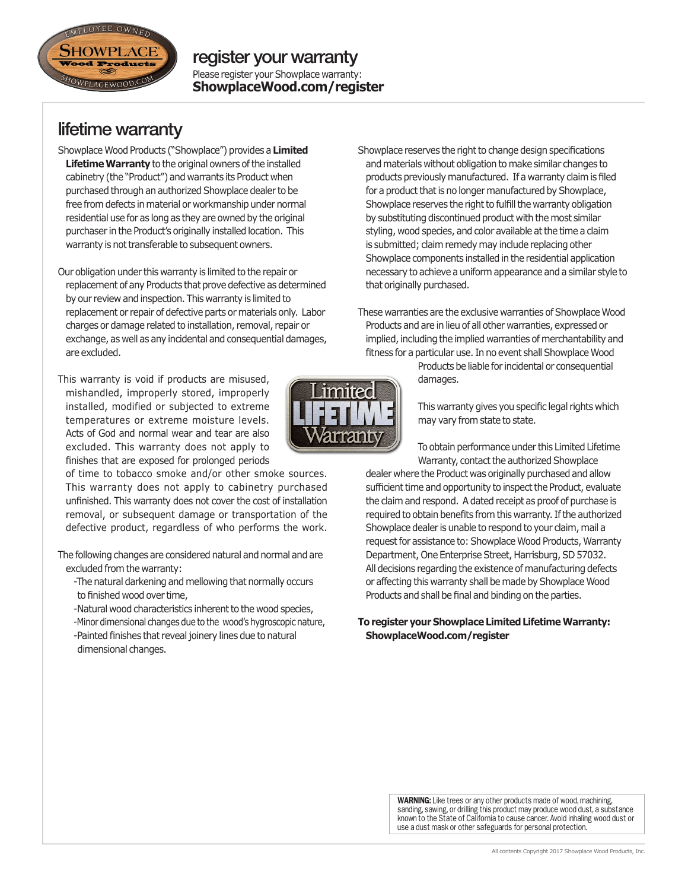## register your warranty

Please register your Showplace warranty:
**ShowplaceWood.com/register**

# lifetime warranty

Showplace Wood Products ("Showplace") provides a **Limited Lifetime Warranty** to the original owners of the installed cabinetry (the "Product") and warrants its Product when purchased through an authorized Showplace dealer to be free from defects in material or workmanship under normal residential use for as long as they are owned by the original purchaser in the Product's originally installed location. This warranty is not transferable to subsequent owners.

Our obligation under this warranty is limited to the repair or replacement of any Products that prove defective as determined by our review and inspection. This warranty is limited to replacement or repair of defective parts or materials only. Labor charges or damage related to installation, removal, repair or exchange, as well as any incidental and consequential damages, are excluded.

This warranty is void if products are misused, mishandled, improperly stored, improperly installed, modified or subjected to extreme temperatures or extreme moisture levels. Acts of God and normal wear and tear are also excluded. This warranty does not apply to finishes that are exposed for prolonged periods of time to tobacco smoke and/or other smoke sources. This warranty does not apply to cabinetry purchased unfinished. This warranty does not cover the cost of installation removal, or subsequent damage or transportation of the defective product, regardless of who performs the work.

The following changes are considered natural and normal and are excluded from the warranty:

- The natural darkening and mellowing that normally occurs to finished wood over time,
- Natural wood characteristics inherent to the wood species,
- Minor dimensional changes due to the wood's hygroscopic nature,
- Painted finishes that reveal joinery lines due to natural dimensional changes.

Showplace reserves the right to change design specifications and materials without obligation to make similar changes to products previously manufactured. If a warranty claim is filed for a product that is no longer manufactured by Showplace, Showplace reserves the right to fulfill the warranty obligation by substituting discontinued product with the most similar styling, wood species, and color available at the time a claim is submitted; claim remedy may include replacing other Showplace components installed in the residential application necessary to achieve a uniform appearance and a similar style to that originally purchased.

These warranties are the exclusive warranties of Showplace Wood Products and are in lieu of all other warranties, expressed or implied, including the implied warranties of merchantability and fitness for a particular use. In no event shall Showplace Wood Products be liable for incidental or consequential damages.

This warranty gives you specific legal rights which may vary from state to state.

To obtain performance under this Limited Lifetime Warranty, contact the authorized Showplace dealer where the Product was originally purchased and allow sufficient time and opportunity to inspect the Product, evaluate the claim and respond. A dated receipt as proof of purchase is required to obtain benefits from this warranty. If the authorized Showplace dealer is unable to respond to your claim, mail a request for assistance to: Showplace Wood Products, Warranty Department, One Enterprise Street, Harrisburg, SD 57032. All decisions regarding the existence of manufacturing defects or affecting this warranty shall be made by Showplace Wood Products and shall be final and binding on the parties.

**To register your Showplace Limited Lifetime Warranty: ShowplaceWood.com/register**

**WARNING:** Like trees or any other products made of wood, machining, sanding, sawing, or drilling this product may produce wood dust, a substance known to the State of California to cause cancer. Avoid inhaling wood dust or use a dust mask or other safeguards for personal protection.

All contents Copyright 2017 Showplace Wood Products, Inc.